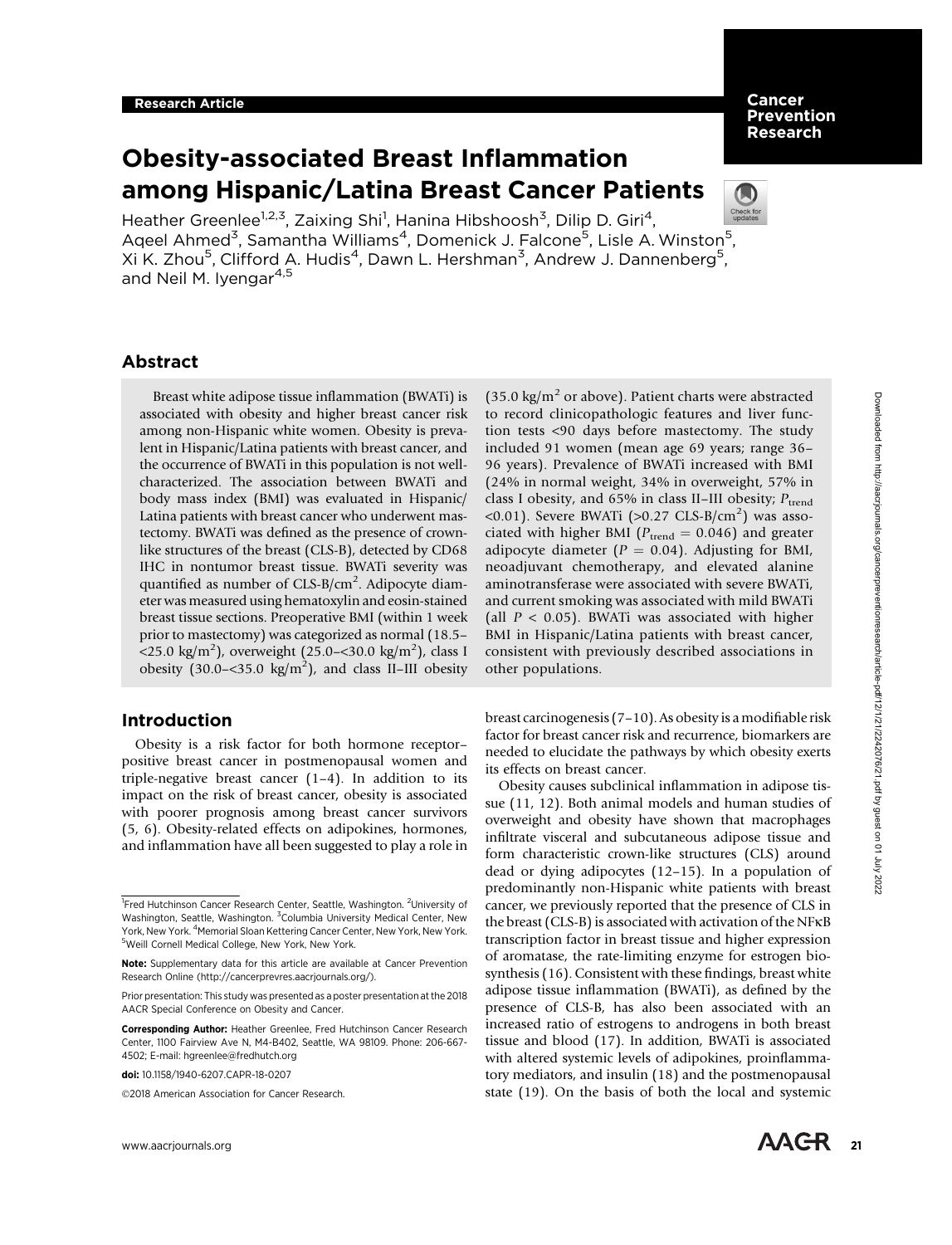Research Article

# Obesity-associated Breast Inflammation among Hispanic/Latina Breast Cancer Patients

Heather Greenlee[1,2,3], Zaixing Shi[1], Hanina Hibshoosh[3], Dilip D. Giri[4], Aqeel Ahmed[3], Samantha Williams[4], Domenick J. Falcone[5], Lisle A. Winston[5], Xi K. Zhou[5], Clifford A. Hudis[4], Dawn L. Hershman[3], Andrew J. Dannenberg[5], and Neil M. Iyengar[4,5]

## Abstract

Breast white adipose tissue inflammation (BWATi) is associated with obesity and higher breast cancer risk among non-Hispanic white women. Obesity is prevalent in Hispanic/Latina patients with breast cancer, and the occurrence of BWATi in this population is not well-characterized. The association between BWATi and body mass index (BMI) was evaluated in Hispanic/Latina patients with breast cancer who underwent mastectomy. BWATi was defined as the presence of crown-like structures of the breast (CLS-B), detected by CD68 IHC in nontumor breast tissue. BWATi severity was quantified as number of CLS-B/cm$^2$. Adipocyte diameter was measured using hematoxylin and eosin-stained breast tissue sections. Preoperative BMI (within 1 week prior to mastectomy) was categorized as normal (18.5–<25.0 kg/m$^2$), overweight (25.0–<30.0 kg/m$^2$), class I obesity (30.0–<35.0 kg/m$^2$), and class II–III obesity (35.0 kg/m$^2$ or above). Patient charts were abstracted to record clinicopathologic features and liver function tests <90 days before mastectomy. The study included 91 women (mean age 69 years; range 36–96 years). Prevalence of BWATi increased with BMI (24% in normal weight, 34% in overweight, 57% in class I obesity, and 65% in class II–III obesity; $P_{\text{trend}}$ <0.01). Severe BWATi (>0.27 CLS-B/cm$^2$) was associated with higher BMI ($P_{\text{trend}} = 0.046$) and greater adipocyte diameter ($P = 0.04$). Adjusting for BMI, neoadjuvant chemotherapy, and elevated alanine aminotransferase were associated with severe BWATi, and current smoking was associated with mild BWATi (all $P < 0.05$). BWATi was associated with higher BMI in Hispanic/Latina patients with breast cancer, consistent with previously described associations in other populations.

## Introduction

Obesity is a risk factor for both hormone receptor–positive breast cancer in postmenopausal women and triple-negative breast cancer (1–4). In addition to its impact on the risk of breast cancer, obesity is associated with poorer prognosis among breast cancer survivors (5, 6). Obesity-related effects on adipokines, hormones, and inflammation have all been suggested to play a role in breast carcinogenesis (7–10). As obesity is a modifiable risk factor for breast cancer risk and recurrence, biomarkers are needed to elucidate the pathways by which obesity exerts its effects on breast cancer.

Obesity causes subclinical inflammation in adipose tissue (11, 12). Both animal models and human studies of overweight and obesity have shown that macrophages infiltrate visceral and subcutaneous adipose tissue and form characteristic crown-like structures (CLS) around dead or dying adipocytes (12–15). In a population of predominantly non-Hispanic white patients with breast cancer, we previously reported that the presence of CLS in the breast (CLS-B) is associated with activation of the NFκB transcription factor in breast tissue and higher expression of aromatase, the rate-limiting enzyme for estrogen biosynthesis (16). Consistent with these findings, breast white adipose tissue inflammation (BWATi), as defined by the presence of CLS-B, has also been associated with an increased ratio of estrogens to androgens in both breast tissue and blood (17). In addition, BWATi is associated with altered systemic levels of adipokines, proinflammatory mediators, and insulin (18) and the postmenopausal state (19). On the basis of both the local and systemic

[1]Fred Hutchinson Cancer Research Center, Seattle, Washington. [2]University of Washington, Seattle, Washington. [3]Columbia University Medical Center, New York, New York. [4]Memorial Sloan Kettering Cancer Center, New York, New York. [5]Weill Cornell Medical College, New York, New York.

**Note:** Supplementary data for this article are available at Cancer Prevention Research Online (http://cancerprevres.aacrjournals.org/).

Prior presentation: This study was presented as a poster presentation at the 2018 AACR Special Conference on Obesity and Cancer.

**Corresponding Author:** Heather Greenlee, Fred Hutchinson Cancer Research Center, 1100 Fairview Ave N, M4-B402, Seattle, WA 98109. Phone: 206-667-4502; E-mail: hgreenlee@fredhutch.org

doi: 10.1158/1940-6207.CAPR-18-0207

©2018 American Association for Cancer Research.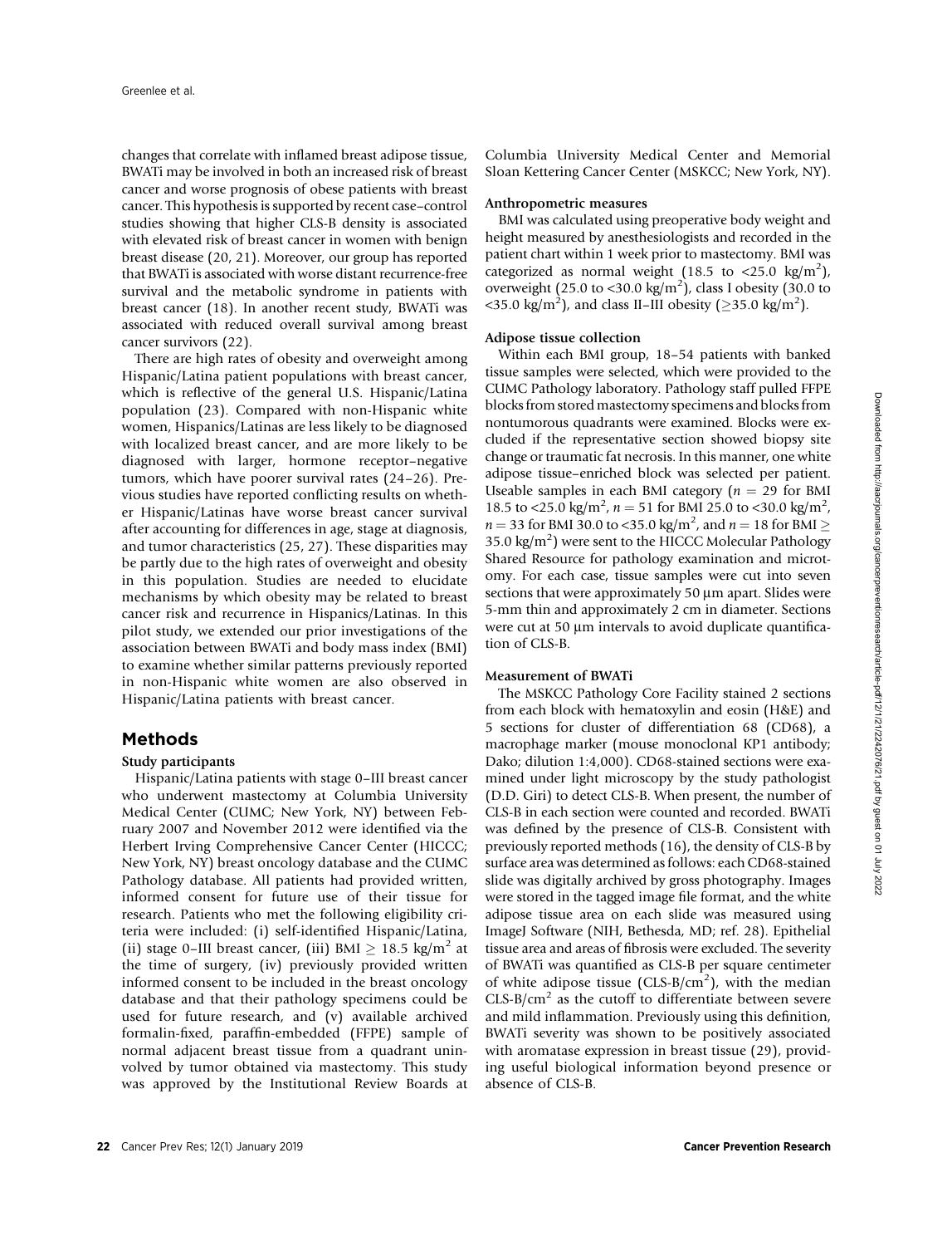changes that correlate with inflamed breast adipose tissue, BWATi may be involved in both an increased risk of breast cancer and worse prognosis of obese patients with breast cancer. This hypothesis is supported by recent case–control studies showing that higher CLS-B density is associated with elevated risk of breast cancer in women with benign breast disease (20, 21). Moreover, our group has reported that BWATi is associated with worse distant recurrence-free survival and the metabolic syndrome in patients with breast cancer (18). In another recent study, BWATi was associated with reduced overall survival among breast cancer survivors (22).

There are high rates of obesity and overweight among Hispanic/Latina patient populations with breast cancer, which is reflective of the general U.S. Hispanic/Latina population (23). Compared with non-Hispanic white women, Hispanics/Latinas are less likely to be diagnosed with localized breast cancer, and are more likely to be diagnosed with larger, hormone receptor–negative tumors, which have poorer survival rates (24–26). Previous studies have reported conflicting results on whether Hispanic/Latinas have worse breast cancer survival after accounting for differences in age, stage at diagnosis, and tumor characteristics (25, 27). These disparities may be partly due to the high rates of overweight and obesity in this population. Studies are needed to elucidate mechanisms by which obesity may be related to breast cancer risk and recurrence in Hispanics/Latinas. In this pilot study, we extended our prior investigations of the association between BWATi and body mass index (BMI) to examine whether similar patterns previously reported in non-Hispanic white women are also observed in Hispanic/Latina patients with breast cancer.

## Methods

### Study participants

Hispanic/Latina patients with stage 0–III breast cancer who underwent mastectomy at Columbia University Medical Center (CUMC; New York, NY) between February 2007 and November 2012 were identified via the Herbert Irving Comprehensive Cancer Center (HICCC; New York, NY) breast oncology database and the CUMC Pathology database. All patients had provided written, informed consent for future use of their tissue for research. Patients who met the following eligibility criteria were included: (i) self-identified Hispanic/Latina, (ii) stage 0–III breast cancer, (iii) BMI $\geq$ 18.5 kg/m$^2$ at the time of surgery, (iv) previously provided written informed consent to be included in the breast oncology database and that their pathology specimens could be used for future research, and (v) available archived formalin-fixed, paraffin-embedded (FFPE) sample of normal adjacent breast tissue from a quadrant uninvolved by tumor obtained via mastectomy. This study was approved by the Institutional Review Boards at Columbia University Medical Center and Memorial Sloan Kettering Cancer Center (MSKCC; New York, NY).

### Anthropometric measures

BMI was calculated using preoperative body weight and height measured by anesthesiologists and recorded in the patient chart within 1 week prior to mastectomy. BMI was categorized as normal weight (18.5 to <25.0 kg/m$^2$), overweight (25.0 to <30.0 kg/m$^2$), class I obesity (30.0 to <35.0 kg/m$^2$), and class II–III obesity ($\geq$35.0 kg/m$^2$).

### Adipose tissue collection

Within each BMI group, 18–54 patients with banked tissue samples were selected, which were provided to the CUMC Pathology laboratory. Pathology staff pulled FFPE blocks from stored mastectomy specimens and blocks from nontumorous quadrants were examined. Blocks were excluded if the representative section showed biopsy site change or traumatic fat necrosis. In this manner, one white adipose tissue–enriched block was selected per patient. Useable samples in each BMI category ($n$ = 29 for BMI 18.5 to <25.0 kg/m$^2$, $n$ = 51 for BMI 25.0 to <30.0 kg/m$^2$, $n$ = 33 for BMI 30.0 to <35.0 kg/m$^2$, and $n$ = 18 for BMI $\geq$ 35.0 kg/m$^2$) were sent to the HICCC Molecular Pathology Shared Resource for pathology examination and microtomy. For each case, tissue samples were cut into seven sections that were approximately 50 μm apart. Slides were 5-mm thin and approximately 2 cm in diameter. Sections were cut at 50 μm intervals to avoid duplicate quantification of CLS-B.

### Measurement of BWATi

The MSKCC Pathology Core Facility stained 2 sections from each block with hematoxylin and eosin (H&E) and 5 sections for cluster of differentiation 68 (CD68), a macrophage marker (mouse monoclonal KP1 antibody; Dako; dilution 1:4,000). CD68-stained sections were examined under light microscopy by the study pathologist (D.D. Giri) to detect CLS-B. When present, the number of CLS-B in each section were counted and recorded. BWATi was defined by the presence of CLS-B. Consistent with previously reported methods (16), the density of CLS-B by surface area was determined as follows: each CD68-stained slide was digitally archived by gross photography. Images were stored in the tagged image file format, and the white adipose tissue area on each slide was measured using ImageJ Software (NIH, Bethesda, MD; ref. 28). Epithelial tissue area and areas of fibrosis were excluded. The severity of BWATi was quantified as CLS-B per square centimeter of white adipose tissue (CLS-B/cm$^2$), with the median CLS-B/cm$^2$ as the cutoff to differentiate between severe and mild inflammation. Previously using this definition, BWATi severity was shown to be positively associated with aromatase expression in breast tissue (29), providing useful biological information beyond presence or absence of CLS-B.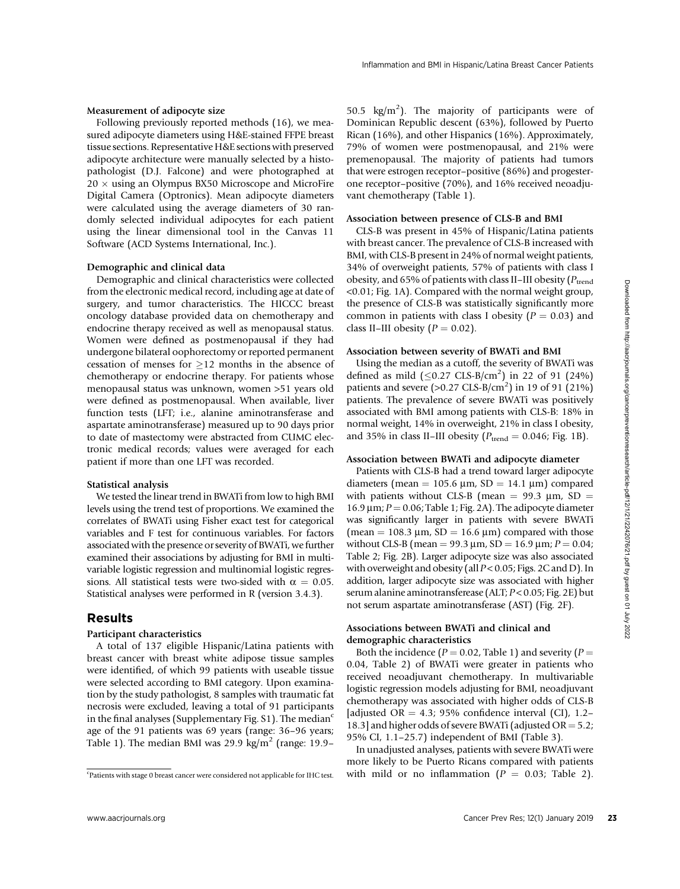#### Measurement of adipocyte size

Following previously reported methods (16), we measured adipocyte diameters using H&E-stained FFPE breast tissue sections. Representative H&E sections with preserved adipocyte architecture were manually selected by a histopathologist (D.J. Falcone) and were photographed at $20\times$ using an Olympus BX50 Microscope and MicroFire Digital Camera (Optronics). Mean adipocyte diameters were calculated using the average diameters of 30 randomly selected individual adipocytes for each patient using the linear dimensional tool in the Canvas 11 Software (ACD Systems International, Inc.).

#### Demographic and clinical data

Demographic and clinical characteristics were collected from the electronic medical record, including age at date of surgery, and tumor characteristics. The HICCC breast oncology database provided data on chemotherapy and endocrine therapy received as well as menopausal status. Women were defined as postmenopausal if they had undergone bilateral oophorectomy or reported permanent cessation of menses for $\geq$12 months in the absence of chemotherapy or endocrine therapy. For patients whose menopausal status was unknown, women >51 years old were defined as postmenopausal. When available, liver function tests (LFT; i.e., alanine aminotransferase and aspartate aminotransferase) measured up to 90 days prior to date of mastectomy were abstracted from CUMC electronic medical records; values were averaged for each patient if more than one LFT was recorded.

#### Statistical analysis

We tested the linear trend in BWATi from low to high BMI levels using the trend test of proportions. We examined the correlates of BWATi using Fisher exact test for categorical variables and F test for continuous variables. For factors associated with the presence or severity of BWATi, we further examined their associations by adjusting for BMI in multivariable logistic regression and multinomial logistic regressions. All statistical tests were two-sided with $\alpha = 0.05$. Statistical analyses were performed in R (version 3.4.3).

## Results

#### Participant characteristics

A total of 137 eligible Hispanic/Latina patients with breast cancer with breast white adipose tissue samples were identified, of which 99 patients with useable tissue were selected according to BMI category. Upon examination by the study pathologist, 8 samples with traumatic fat necrosis were excluded, leaving a total of 91 participants in the final analyses (Supplementary Fig. S1). The median[c] age of the 91 patients was 69 years (range: 36–96 years; Table 1). The median BMI was 29.9 kg/m$^2$ (range: 19.9–50.5 kg/m$^2$). The majority of participants were of Dominican Republic descent (63%), followed by Puerto Rican (16%), and other Hispanics (16%). Approximately, 79% of women were postmenopausal, and 21% were premenopausal. The majority of patients had tumors that were estrogen receptor–positive (86%) and progesterone receptor–positive (70%), and 16% received neoadjuvant chemotherapy (Table 1).

#### Association between presence of CLS-B and BMI

CLS-B was present in 45% of Hispanic/Latina patients with breast cancer. The prevalence of CLS-B increased with BMI, with CLS-B present in 24% of normal weight patients, 34% of overweight patients, 57% of patients with class I obesity, and 65% of patients with class II–III obesity ($P_{\text{trend}}$ <0.01; Fig. 1A). Compared with the normal weight group, the presence of CLS-B was statistically significantly more common in patients with class I obesity ($P = 0.03$) and class II–III obesity ($P = 0.02$).

#### Association between severity of BWATi and BMI

Using the median as a cutoff, the severity of BWATi was defined as mild ($\leq$0.27 CLS-B/cm$^2$) in 22 of 91 (24%) patients and severe (>0.27 CLS-B/cm$^2$) in 19 of 91 (21%) patients. The prevalence of severe BWATi was positively associated with BMI among patients with CLS-B: 18% in normal weight, 14% in overweight, 21% in class I obesity, and 35% in class II–III obesity ($P_{\text{trend}} = 0.046$; Fig. 1B).

#### Association between BWATi and adipocyte diameter

Patients with CLS-B had a trend toward larger adipocyte diameters (mean = 105.6 μm, SD = 14.1 μm) compared with patients without CLS-B (mean = 99.3 μm, SD = 16.9 μm; $P = 0.06$; Table 1; Fig. 2A). The adipocyte diameter was significantly larger in patients with severe BWATi (mean = 108.3 μm, SD = 16.6 μm) compared with those without CLS-B (mean = 99.3 μm, SD = 16.9 μm; $P = 0.04$; Table 2; Fig. 2B). Larger adipocyte size was also associated with overweight and obesity (all $P < 0.05$; Figs. 2C and D). In addition, larger adipocyte size was associated with higher serum alanine aminotransferease (ALT; $P < 0.05$; Fig. 2E) but not serum aspartate aminotransferase (AST) (Fig. 2F).

#### Associations between BWATi and clinical and demographic characteristics

Both the incidence ($P = 0.02$, Table 1) and severity ($P = 0.04$, Table 2) of BWATi were greater in patients who received neoadjuvant chemotherapy. In multivariable logistic regression models adjusting for BMI, neoadjuvant chemotherapy was associated with higher odds of CLS-B [adjusted OR = 4.3; 95% confidence interval (CI), 1.2–18.3] and higher odds of severe BWATi (adjusted OR = 5.2; 95% CI, 1.1–25.7) independent of BMI (Table 3).

In unadjusted analyses, patients with severe BWATi were more likely to be Puerto Ricans compared with patients with mild or no inflammation ($P = 0.03$; Table 2).

[c]Patients with stage 0 breast cancer were considered not applicable for IHC test.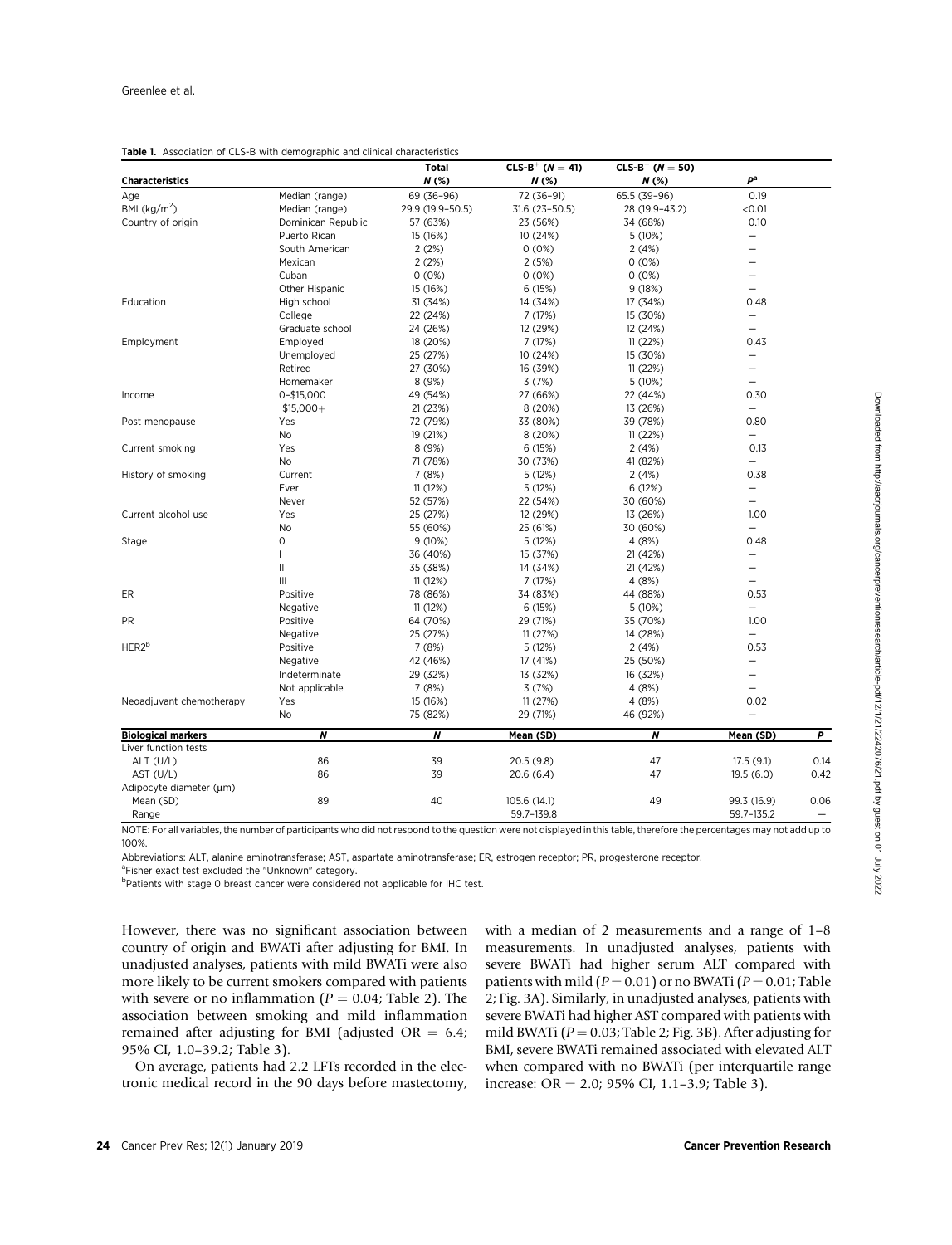**Table 1.** Association of CLS-B with demographic and clinical characteristics

| Characteristics | | Total N (%) | CLS-B$^+$ (N = 41) N (%) | CLS-B$^-$ (N = 50) N (%) | $P^a$ | |
|---|---|---|---|---|---|---|
| Age | Median (range) | 69 (36–96) | 72 (36–91) | 65.5 (39–96) | 0.19 | |
| BMI (kg/m$^2$) | Median (range) | 29.9 (19.9–50.5) | 31.6 (23–50.5) | 28 (19.9–43.2) | <0.01 | |
| Country of origin | Dominican Republic | 57 (63%) | 23 (56%) | 34 (68%) | 0.10 | |
| | Puerto Rican | 15 (16%) | 10 (24%) | 5 (10%) | – | |
| | South American | 2 (2%) | 0 (0%) | 2 (4%) | – | |
| | Mexican | 2 (2%) | 2 (5%) | 0 (0%) | – | |
| | Cuban | 0 (0%) | 0 (0%) | 0 (0%) | – | |
| | Other Hispanic | 15 (16%) | 6 (15%) | 9 (18%) | – | |
| Education | High school | 31 (34%) | 14 (34%) | 17 (34%) | 0.48 | |
| | College | 22 (24%) | 7 (17%) | 15 (30%) | – | |
| | Graduate school | 24 (26%) | 12 (29%) | 12 (24%) | – | |
| Employment | Employed | 18 (20%) | 7 (17%) | 11 (22%) | 0.43 | |
| | Unemployed | 25 (27%) | 10 (24%) | 15 (30%) | – | |
| | Retired | 27 (30%) | 16 (39%) | 11 (22%) | – | |
| | Homemaker | 8 (9%) | 3 (7%) | 5 (10%) | – | |
| Income | 0–$15,000 | 49 (54%) | 27 (66%) | 22 (44%) | 0.30 | |
| | $15,000+ | 21 (23%) | 8 (20%) | 13 (26%) | – | |
| Post menopause | Yes | 72 (79%) | 33 (80%) | 39 (78%) | 0.80 | |
| | No | 19 (21%) | 8 (20%) | 11 (22%) | – | |
| Current smoking | Yes | 8 (9%) | 6 (15%) | 2 (4%) | 0.13 | |
| | No | 71 (78%) | 30 (73%) | 41 (82%) | – | |
| History of smoking | Current | 7 (8%) | 5 (12%) | 2 (4%) | 0.38 | |
| | Ever | 11 (12%) | 5 (12%) | 6 (12%) | – | |
| | Never | 52 (57%) | 22 (54%) | 30 (60%) | – | |
| Current alcohol use | Yes | 25 (27%) | 12 (29%) | 13 (26%) | 1.00 | |
| | No | 55 (60%) | 25 (61%) | 30 (60%) | – | |
| Stage | 0 | 9 (10%) | 5 (12%) | 4 (8%) | 0.48 | |
| | I | 36 (40%) | 15 (37%) | 21 (42%) | – | |
| | II | 35 (38%) | 14 (34%) | 21 (42%) | – | |
| | III | 11 (12%) | 7 (17%) | 4 (8%) | – | |
| ER | Positive | 78 (86%) | 34 (83%) | 44 (88%) | 0.53 | |
| | Negative | 11 (12%) | 6 (15%) | 5 (10%) | – | |
| PR | Positive | 64 (70%) | 29 (71%) | 35 (70%) | 1.00 | |
| | Negative | 25 (27%) | 11 (27%) | 14 (28%) | – | |
| HER2$^b$ | Positive | 7 (8%) | 5 (12%) | 2 (4%) | 0.53 | |
| | Negative | 42 (46%) | 17 (41%) | 25 (50%) | – | |
| | Indeterminate | 29 (32%) | 13 (32%) | 16 (32%) | – | |
| | Not applicable | 7 (8%) | 3 (7%) | 4 (8%) | – | |
| Neoadjuvant chemotherapy | Yes | 15 (16%) | 11 (27%) | 4 (8%) | 0.02 | |
| | No | 75 (82%) | 29 (71%) | 46 (92%) | – | |
| **Biological markers** | **N** | **N** | **Mean (SD)** | **N** | **Mean (SD)** | **P** |
| Liver function tests | | | | | | |
| ALT (U/L) | 86 | 39 | 20.5 (9.8) | 47 | 17.5 (9.1) | 0.14 |
| AST (U/L) | 86 | 39 | 20.6 (6.4) | 47 | 19.5 (6.0) | 0.42 |
| Adipocyte diameter (μm) | | | | | | |
| Mean (SD) | 89 | 40 | 105.6 (14.1) | 49 | 99.3 (16.9) | 0.06 |
| Range | | | 59.7–139.8 | | 59.7–135.2 | – |

NOTE: For all variables, the number of participants who did not respond to the question were not displayed in this table, therefore the percentages may not add up to 100%.

Abbreviations: ALT, alanine aminotransferase; AST, aspartate aminotransferase; ER, estrogen receptor; PR, progesterone receptor.

[a]Fisher exact test excluded the "Unknown" category.

[b]Patients with stage 0 breast cancer were considered not applicable for IHC test.

However, there was no significant association between country of origin and BWATi after adjusting for BMI. In unadjusted analyses, patients with mild BWATi were also more likely to be current smokers compared with patients with severe or no inflammation ($P = 0.04$; Table 2). The association between smoking and mild inflammation remained after adjusting for BMI (adjusted OR = 6.4; 95% CI, 1.0–39.2; Table 3).

On average, patients had 2.2 LFTs recorded in the electronic medical record in the 90 days before mastectomy, with a median of 2 measurements and a range of 1–8 measurements. In unadjusted analyses, patients with severe BWATi had higher serum ALT compared with patients with mild ($P = 0.01$) or no BWATi ($P = 0.01$; Table 2; Fig. 3A). Similarly, in unadjusted analyses, patients with severe BWATi had higher AST compared with patients with mild BWATi ($P = 0.03$; Table 2; Fig. 3B). After adjusting for BMI, severe BWATi remained associated with elevated ALT when compared with no BWATi (per interquartile range increase: OR = 2.0; 95% CI, 1.1–3.9; Table 3).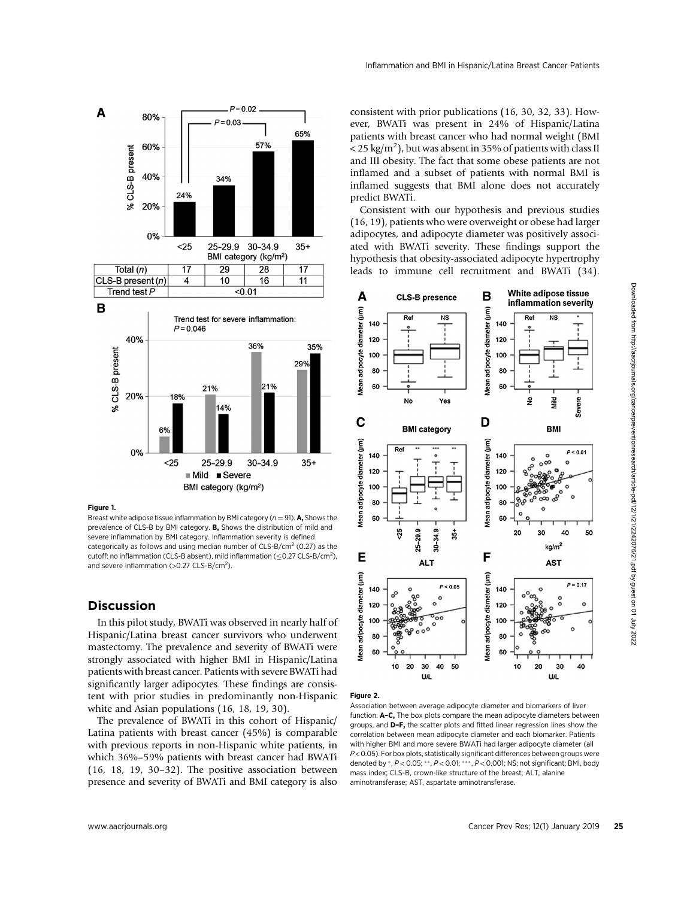| Total ($n$) | 17 | 29 | 28 | 17 |
|---|---|---|---|---|
| CLS-B present ($n$) | 4 | 10 | 16 | 11 |
| Trend test $P$ | <0.01 | | | |

**Figure 1.**

Breast white adipose tissue inflammation by BMI category ($n = 91$). **A,** Shows the prevalence of CLS-B by BMI category. **B,** Shows the distribution of mild and severe inflammation by BMI category. Inflammation severity is defined categorically as follows and using median number of CLS-B/cm$^2$ (0.27) as the cutoff: no inflammation (CLS-B absent), mild inflammation ($\leq$0.27 CLS-B/cm$^2$), and severe inflammation (>0.27 CLS-B/cm$^2$).

## Discussion

In this pilot study, BWATi was observed in nearly half of Hispanic/Latina breast cancer survivors who underwent mastectomy. The prevalence and severity of BWATi were strongly associated with higher BMI in Hispanic/Latina patients with breast cancer. Patients with severe BWATi had significantly larger adipocytes. These findings are consistent with prior studies in predominantly non-Hispanic white and Asian populations (16, 18, 19, 30).

The prevalence of BWATi in this cohort of Hispanic/Latina patients with breast cancer (45%) is comparable with previous reports in non-Hispanic white patients, in which 36%–59% patients with breast cancer had BWATi (16, 18, 19, 30–32). The positive association between presence and severity of BWATi and BMI category is also consistent with prior publications (16, 30, 32, 33). However, BWATi was present in 24% of Hispanic/Latina patients with breast cancer who had normal weight (BMI < 25 kg/m$^2$), but was absent in 35% of patients with class II and III obesity. The fact that some obese patients are not inflamed and a subset of patients with normal BMI is inflamed suggests that BMI alone does not accurately predict BWATi.

Consistent with our hypothesis and previous studies (16, 19), patients who were overweight or obese had larger adipocytes, and adipocyte diameter was positively associated with BWATi severity. These findings support the hypothesis that obesity-associated adipocyte hypertrophy leads to immune cell recruitment and BWATi (34).

**Figure 2.**

Association between average adipocyte diameter and biomarkers of liver function. **A–C,** The box plots compare the mean adipocyte diameters between groups, and **D–F,** the scatter plots and fitted linear regression lines show the correlation between mean adipocyte diameter and each biomarker. Patients with higher BMI and more severe BWATi had larger adipocyte diameter (all $P < 0.05$). For box plots, statistically significant differences between groups were denoted by *, $P < 0.05$; **, $P < 0.01$; ***, $P < 0.001$; NS; not significant; BMI, body mass index; CLS-B, crown-like structure of the breast; ALT, alanine aminotransferase; AST, aspartate aminotransferase.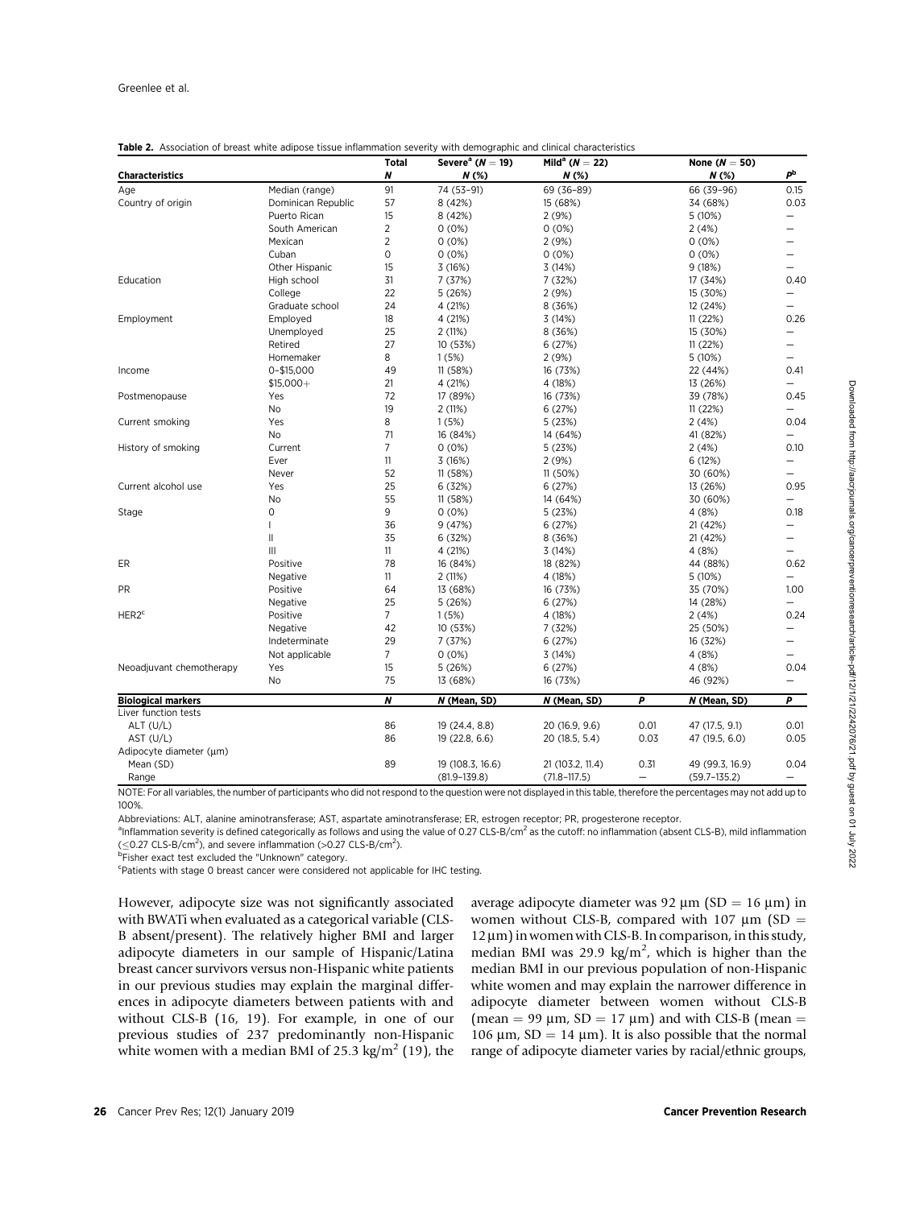**Table 2.** Association of breast white adipose tissue inflammation severity with demographic and clinical characteristics

| Characteristics | | Total *N* | Severe[a] (*N* = 19) *N* (%) | Mild[a] (*N* = 22) *N* (%) | | None (*N* = 50) *N* (%) | *P*[b] |
|---|---|---|---|---|---|---|---|
| Age | Median (range) | 91 | 74 (53–91) | 69 (36–89) | | 66 (39–96) | 0.15 |
| Country of origin | Dominican Republic | 57 | 8 (42%) | 15 (68%) | | 34 (68%) | 0.03 |
| | Puerto Rican | 15 | 8 (42%) | 2 (9%) | | 5 (10%) | — |
| | South American | 2 | 0 (0%) | 0 (0%) | | 2 (4%) | — |
| | Mexican | 2 | 0 (0%) | 2 (9%) | | 0 (0%) | — |
| | Cuban | 0 | 0 (0%) | 0 (0%) | | 0 (0%) | — |
| | Other Hispanic | 15 | 3 (16%) | 3 (14%) | | 9 (18%) | — |
| Education | High school | 31 | 7 (37%) | 7 (32%) | | 17 (34%) | 0.40 |
| | College | 22 | 5 (26%) | 2 (9%) | | 15 (30%) | — |
| | Graduate school | 24 | 4 (21%) | 8 (36%) | | 12 (24%) | — |
| Employment | Employed | 18 | 4 (21%) | 3 (14%) | | 11 (22%) | 0.26 |
| | Unemployed | 25 | 2 (11%) | 8 (36%) | | 15 (30%) | — |
| | Retired | 27 | 10 (53%) | 6 (27%) | | 11 (22%) | — |
| | Homemaker | 8 | 1 (5%) | 2 (9%) | | 5 (10%) | — |
| Income | 0–$15,000 | 49 | 11 (58%) | 16 (73%) | | 22 (44%) | 0.41 |
| | $15,000+ | 21 | 4 (21%) | 4 (18%) | | 13 (26%) | — |
| Postmenopause | Yes | 72 | 17 (89%) | 16 (73%) | | 39 (78%) | 0.45 |
| | No | 19 | 2 (11%) | 6 (27%) | | 11 (22%) | — |
| Current smoking | Yes | 8 | 1 (5%) | 5 (23%) | | 2 (4%) | 0.04 |
| | No | 71 | 16 (84%) | 14 (64%) | | 41 (82%) | — |
| History of smoking | Current | 7 | 0 (0%) | 5 (23%) | | 2 (4%) | 0.10 |
| | Ever | 11 | 3 (16%) | 2 (9%) | | 6 (12%) | — |
| | Never | 52 | 11 (58%) | 11 (50%) | | 30 (60%) | — |
| Current alcohol use | Yes | 25 | 6 (32%) | 6 (27%) | | 13 (26%) | 0.95 |
| | No | 55 | 11 (58%) | 14 (64%) | | 30 (60%) | — |
| Stage | 0 | 9 | 0 (0%) | 5 (23%) | | 4 (8%) | 0.18 |
| | I | 36 | 9 (47%) | 6 (27%) | | 21 (42%) | — |
| | II | 35 | 6 (32%) | 8 (36%) | | 21 (42%) | — |
| | III | 11 | 4 (21%) | 3 (14%) | | 4 (8%) | — |
| ER | Positive | 78 | 16 (84%) | 18 (82%) | | 44 (88%) | 0.62 |
| | Negative | 11 | 2 (11%) | 4 (18%) | | 5 (10%) | — |
| PR | Positive | 64 | 13 (68%) | 16 (73%) | | 35 (70%) | 1.00 |
| | Negative | 25 | 5 (26%) | 6 (27%) | | 14 (28%) | — |
| HER2[c] | Positive | 7 | 1 (5%) | 4 (18%) | | 2 (4%) | 0.24 |
| | Negative | 42 | 10 (53%) | 7 (32%) | | 25 (50%) | — |
| | Indeterminate | 29 | 7 (37%) | 6 (27%) | | 16 (32%) | — |
| | Not applicable | 7 | 0 (0%) | 3 (14%) | | 4 (8%) | — |
| Neoadjuvant chemotherapy | Yes | 15 | 5 (26%) | 6 (27%) | | 4 (8%) | 0.04 |
| | No | 75 | 13 (68%) | 16 (73%) | | 46 (92%) | — |
| **Biological markers** | | ***N*** | ***N* (Mean, SD)** | ***N* (Mean, SD)** | ***P*** | ***N* (Mean, SD)** | ***P*** |
| Liver function tests | | | | | | | |
| ALT (U/L) | | 86 | 19 (24.4, 8.8) | 20 (16.9, 9.6) | 0.01 | 47 (17.5, 9.1) | 0.01 |
| AST (U/L) | | 86 | 19 (22.8, 6.6) | 20 (18.5, 5.4) | 0.03 | 47 (19.5, 6.0) | 0.05 |
| Adipocyte diameter (μm) | | | | | | | |
| Mean (SD) | | 89 | 19 (108.3, 16.6) | 21 (103.2, 11.4) | 0.31 | 49 (99.3, 16.9) | 0.04 |
| Range | | | (81.9–139.8) | (71.8–117.5) | — | (59.7–135.2) | — |

NOTE: For all variables, the number of participants who did not respond to the question were not displayed in this table, therefore the percentages may not add up to 100%.

Abbreviations: ALT, alanine aminotransferase; AST, aspartate aminotransferase; ER, estrogen receptor; PR, progesterone receptor.

[a]Inflammation severity is defined categorically as follows and using the value of 0.27 CLS-B/cm$^2$ as the cutoff: no inflammation (absent CLS-B), mild inflammation ($\leq$0.27 CLS-B/cm$^2$), and severe inflammation (>0.27 CLS-B/cm$^2$).

[b]Fisher exact test excluded the "Unknown" category.

[c]Patients with stage 0 breast cancer were considered not applicable for IHC testing.

However, adipocyte size was not significantly associated with BWATi when evaluated as a categorical variable (CLS-B absent/present). The relatively higher BMI and larger adipocyte diameters in our sample of Hispanic/Latina breast cancer survivors versus non-Hispanic white patients in our previous studies may explain the marginal differences in adipocyte diameters between patients with and without CLS-B (16, 19). For example, in one of our previous studies of 237 predominantly non-Hispanic white women with a median BMI of 25.3 kg/m$^2$ (19), the average adipocyte diameter was 92 μm (SD = 16 μm) in women without CLS-B, compared with 107 μm (SD = 12 μm) in women with CLS-B. In comparison, in this study, median BMI was 29.9 kg/m$^2$, which is higher than the median BMI in our previous population of non-Hispanic white women and may explain the narrower difference in adipocyte diameter between women without CLS-B (mean = 99 μm, SD = 17 μm) and with CLS-B (mean = 106 μm, SD = 14 μm). It is also possible that the normal range of adipocyte diameter varies by racial/ethnic groups,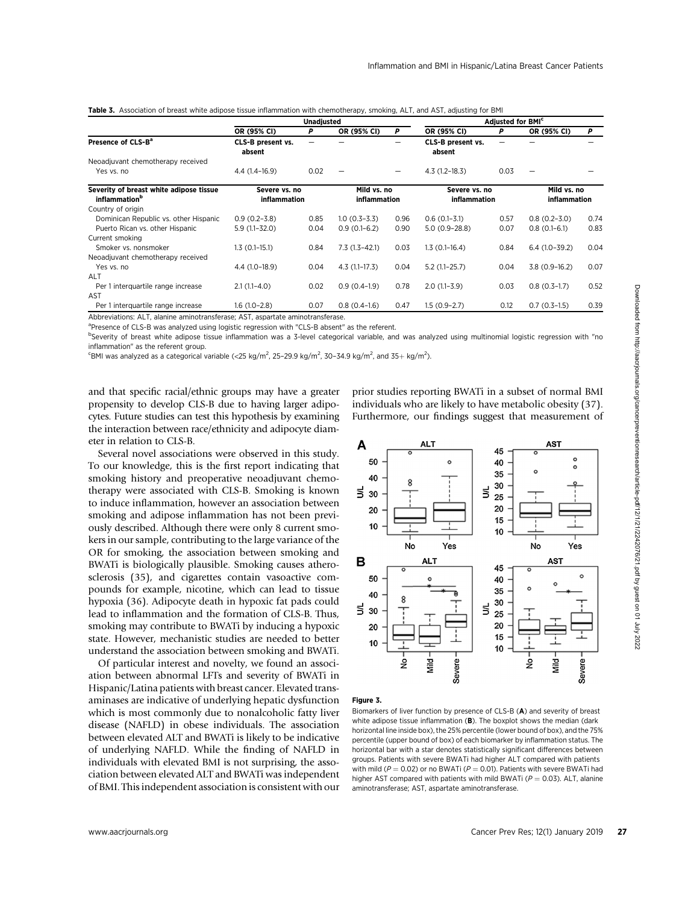**Table 3.** Association of breast white adipose tissue inflammation with chemotherapy, smoking, ALT, and AST, adjusting for BMI

| | Unadjusted | | | | Adjusted for BMI[c] | | | |
|---|---|---|---|---|---|---|---|---|
| | OR (95% CI) | *P* | OR (95% CI) | *P* | OR (95% CI) | *P* | OR (95% CI) | *P* |
| **Presence of CLS-B[a]** | **CLS-B present vs. absent** | — | — | — | **CLS-B present vs. absent** | — | — | — |
| Neoadjuvant chemotherapy received | | | | | | | | |
| Yes vs. no | 4.4 (1.4–16.9) | 0.02 | — | — | 4.3 (1.2–18.3) | 0.03 | — | — |
| **Severity of breast white adipose tissue inflammation[b]** | **Severe vs. no inflammation** | | **Mild vs. no inflammation** | | **Severe vs. no inflammation** | | **Mild vs. no inflammation** | |
| Country of origin | | | | | | | | |
| Dominican Republic vs. other Hispanic | 0.9 (0.2–3.8) | 0.85 | 1.0 (0.3–3.3) | 0.96 | 0.6 (0.1–3.1) | 0.57 | 0.8 (0.2–3.0) | 0.74 |
| Puerto Rican vs. other Hispanic | 5.9 (1.1–32.0) | 0.04 | 0.9 (0.1–6.2) | 0.90 | 5.0 (0.9–28.8) | 0.07 | 0.8 (0.1–6.1) | 0.83 |
| Current smoking | | | | | | | | |
| Smoker vs. nonsmoker | 1.3 (0.1–15.1) | 0.84 | 7.3 (1.3–42.1) | 0.03 | 1.3 (0.1–16.4) | 0.84 | 6.4 (1.0–39.2) | 0.04 |
| Neoadjuvant chemotherapy received | | | | | | | | |
| Yes vs. no | 4.4 (1.0–18.9) | 0.04 | 4.3 (1.1–17.3) | 0.04 | 5.2 (1.1–25.7) | 0.04 | 3.8 (0.9–16.2) | 0.07 |
| ALT | | | | | | | | |
| Per 1 interquartile range increase | 2.1 (1.1–4.0) | 0.02 | 0.9 (0.4–1.9) | 0.78 | 2.0 (1.1–3.9) | 0.03 | 0.8 (0.3–1.7) | 0.52 |
| AST | | | | | | | | |
| Per 1 interquartile range increase | 1.6 (1.0–2.8) | 0.07 | 0.8 (0.4–1.6) | 0.47 | 1.5 (0.9–2.7) | 0.12 | 0.7 (0.3–1.5) | 0.39 |

Abbreviations: ALT, alanine aminotransferase; AST, aspartate aminotransferase.

[a]Presence of CLS-B was analyzed using logistic regression with "CLS-B absent" as the referent.

[b]Severity of breast white adipose tissue inflammation was a 3-level categorical variable, and was analyzed using multinomial logistic regression with "no inflammation" as the referent group.

[c]BMI was analyzed as a categorical variable (<25 kg/m$^2$, 25–29.9 kg/m$^2$, 30–34.9 kg/m$^2$, and 35+ kg/m$^2$).

and that specific racial/ethnic groups may have a greater propensity to develop CLS-B due to having larger adipocytes. Future studies can test this hypothesis by examining the interaction between race/ethnicity and adipocyte diameter in relation to CLS-B.

Several novel associations were observed in this study. To our knowledge, this is the first report indicating that smoking history and preoperative neoadjuvant chemotherapy were associated with CLS-B. Smoking is known to induce inflammation, however an association between smoking and adipose inflammation has not been previously described. Although there were only 8 current smokers in our sample, contributing to the large variance of the OR for smoking, the association between smoking and BWATi is biologically plausible. Smoking causes atherosclerosis (35), and cigarettes contain vasoactive compounds for example, nicotine, which can lead to tissue hypoxia (36). Adipocyte death in hypoxic fat pads could lead to inflammation and the formation of CLS-B. Thus, smoking may contribute to BWATi by inducing a hypoxic state. However, mechanistic studies are needed to better understand the association between smoking and BWATi.

Of particular interest and novelty, we found an association between abnormal LFTs and severity of BWATi in Hispanic/Latina patients with breast cancer. Elevated transaminases are indicative of underlying hepatic dysfunction which is most commonly due to nonalcoholic fatty liver disease (NAFLD) in obese individuals. The association between elevated ALT and BWATi is likely to be indicative of underlying NAFLD. While the finding of NAFLD in individuals with elevated BMI is not surprising, the association between elevated ALT and BWATi was independent of BMI. This independent association is consistent with our prior studies reporting BWATi in a subset of normal BMI individuals who are likely to have metabolic obesity (37). Furthermore, our findings suggest that measurement of

**Figure 3.**

Biomarkers of liver function by presence of CLS-B (**A**) and severity of breast white adipose tissue inflammation (**B**). The boxplot shows the median (dark horizontal line inside box), the 25% percentile (lower bound of box), and the 75% percentile (upper bound of box) of each biomarker by inflammation status. The horizontal bar with a star denotes statistically significant differences between groups. Patients with severe BWATi had higher ALT compared with patients with mild ($P = 0.02$) or no BWATi ($P = 0.01$). Patients with severe BWATi had higher AST compared with patients with mild BWATi ($P = 0.03$). ALT, alanine aminotransferase; AST, aspartate aminotransferase.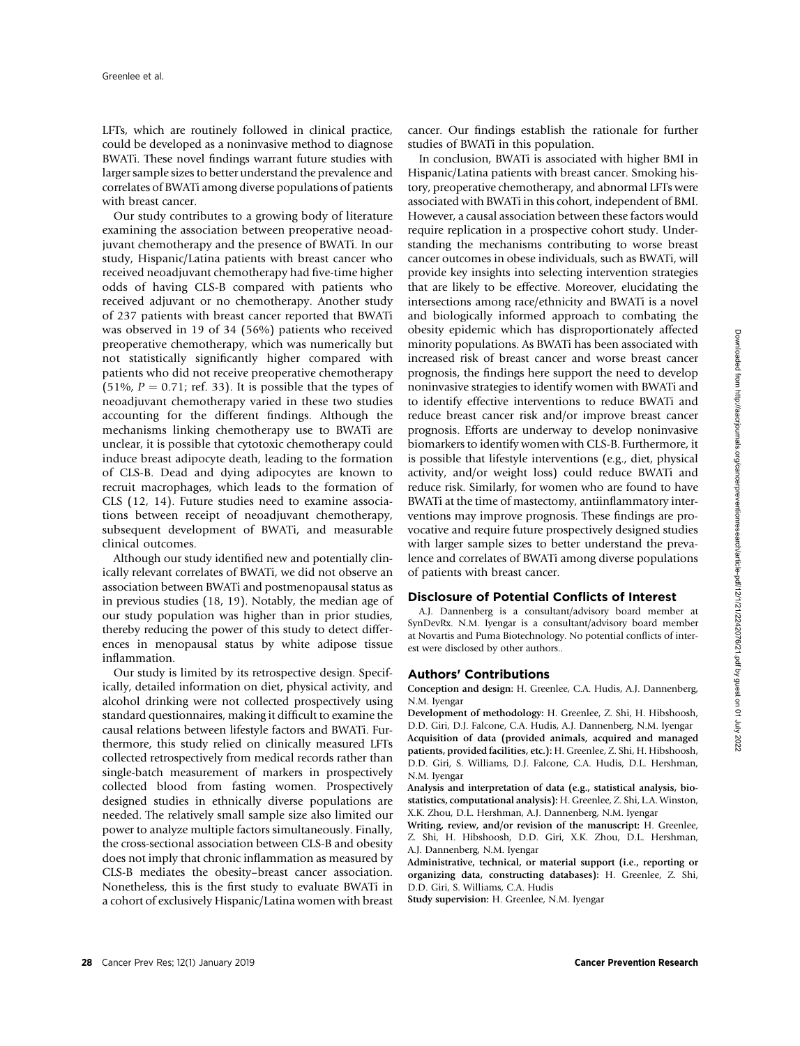LFTs, which are routinely followed in clinical practice, could be developed as a noninvasive method to diagnose BWATi. These novel findings warrant future studies with larger sample sizes to better understand the prevalence and correlates of BWATi among diverse populations of patients with breast cancer.

Our study contributes to a growing body of literature examining the association between preoperative neoadjuvant chemotherapy and the presence of BWATi. In our study, Hispanic/Latina patients with breast cancer who received neoadjuvant chemotherapy had five-time higher odds of having CLS-B compared with patients who received adjuvant or no chemotherapy. Another study of 237 patients with breast cancer reported that BWATi was observed in 19 of 34 (56%) patients who received preoperative chemotherapy, which was numerically but not statistically significantly higher compared with patients who did not receive preoperative chemotherapy (51%, $P = 0.71$; ref. 33). It is possible that the types of neoadjuvant chemotherapy varied in these two studies accounting for the different findings. Although the mechanisms linking chemotherapy use to BWATi are unclear, it is possible that cytotoxic chemotherapy could induce breast adipocyte death, leading to the formation of CLS-B. Dead and dying adipocytes are known to recruit macrophages, which leads to the formation of CLS (12, 14). Future studies need to examine associations between receipt of neoadjuvant chemotherapy, subsequent development of BWATi, and measurable clinical outcomes.

Although our study identified new and potentially clinically relevant correlates of BWATi, we did not observe an association between BWATi and postmenopausal status as in previous studies (18, 19). Notably, the median age of our study population was higher than in prior studies, thereby reducing the power of this study to detect differences in menopausal status by white adipose tissue inflammation.

Our study is limited by its retrospective design. Specifically, detailed information on diet, physical activity, and alcohol drinking were not collected prospectively using standard questionnaires, making it difficult to examine the causal relations between lifestyle factors and BWATi. Furthermore, this study relied on clinically measured LFTs collected retrospectively from medical records rather than single-batch measurement of markers in prospectively collected blood from fasting women. Prospectively designed studies in ethnically diverse populations are needed. The relatively small sample size also limited our power to analyze multiple factors simultaneously. Finally, the cross-sectional association between CLS-B and obesity does not imply that chronic inflammation as measured by CLS-B mediates the obesity–breast cancer association. Nonetheless, this is the first study to evaluate BWATi in a cohort of exclusively Hispanic/Latina women with breast cancer. Our findings establish the rationale for further studies of BWATi in this population.

In conclusion, BWATi is associated with higher BMI in Hispanic/Latina patients with breast cancer. Smoking history, preoperative chemotherapy, and abnormal LFTs were associated with BWATi in this cohort, independent of BMI. However, a causal association between these factors would require replication in a prospective cohort study. Understanding the mechanisms contributing to worse breast cancer outcomes in obese individuals, such as BWATi, will provide key insights into selecting intervention strategies that are likely to be effective. Moreover, elucidating the intersections among race/ethnicity and BWATi is a novel and biologically informed approach to combating the obesity epidemic which has disproportionately affected minority populations. As BWATi has been associated with increased risk of breast cancer and worse breast cancer prognosis, the findings here support the need to develop noninvasive strategies to identify women with BWATi and to identify effective interventions to reduce BWATi and reduce breast cancer risk and/or improve breast cancer prognosis. Efforts are underway to develop noninvasive biomarkers to identify women with CLS-B. Furthermore, it is possible that lifestyle interventions (e.g., diet, physical activity, and/or weight loss) could reduce BWATi and reduce risk. Similarly, for women who are found to have BWATi at the time of mastectomy, antiinflammatory interventions may improve prognosis. These findings are provocative and require future prospectively designed studies with larger sample sizes to better understand the prevalence and correlates of BWATi among diverse populations of patients with breast cancer.

## Disclosure of Potential Conflicts of Interest

A.J. Dannenberg is a consultant/advisory board member at SynDevRx. N.M. Iyengar is a consultant/advisory board member at Novartis and Puma Biotechnology. No potential conflicts of interest were disclosed by other authors..

## Authors' Contributions

**Conception and design:** H. Greenlee, C.A. Hudis, A.J. Dannenberg, N.M. Iyengar

**Development of methodology:** H. Greenlee, Z. Shi, H. Hibshoosh, D.D. Giri, D.J. Falcone, C.A. Hudis, A.J. Dannenberg, N.M. Iyengar

**Acquisition of data (provided animals, acquired and managed patients, provided facilities, etc.):** H. Greenlee, Z. Shi, H. Hibshoosh, D.D. Giri, S. Williams, D.J. Falcone, C.A. Hudis, D.L. Hershman, N.M. Iyengar

**Analysis and interpretation of data (e.g., statistical analysis, biostatistics, computational analysis):** H. Greenlee, Z. Shi, L.A. Winston, X.K. Zhou, D.L. Hershman, A.J. Dannenberg, N.M. Iyengar

**Writing, review, and/or revision of the manuscript:** H. Greenlee, Z. Shi, H. Hibshoosh, D.D. Giri, X.K. Zhou, D.L. Hershman, A.J. Dannenberg, N.M. Iyengar

**Administrative, technical, or material support (i.e., reporting or organizing data, constructing databases):** H. Greenlee, Z. Shi, D.D. Giri, S. Williams, C.A. Hudis

**Study supervision:** H. Greenlee, N.M. Iyengar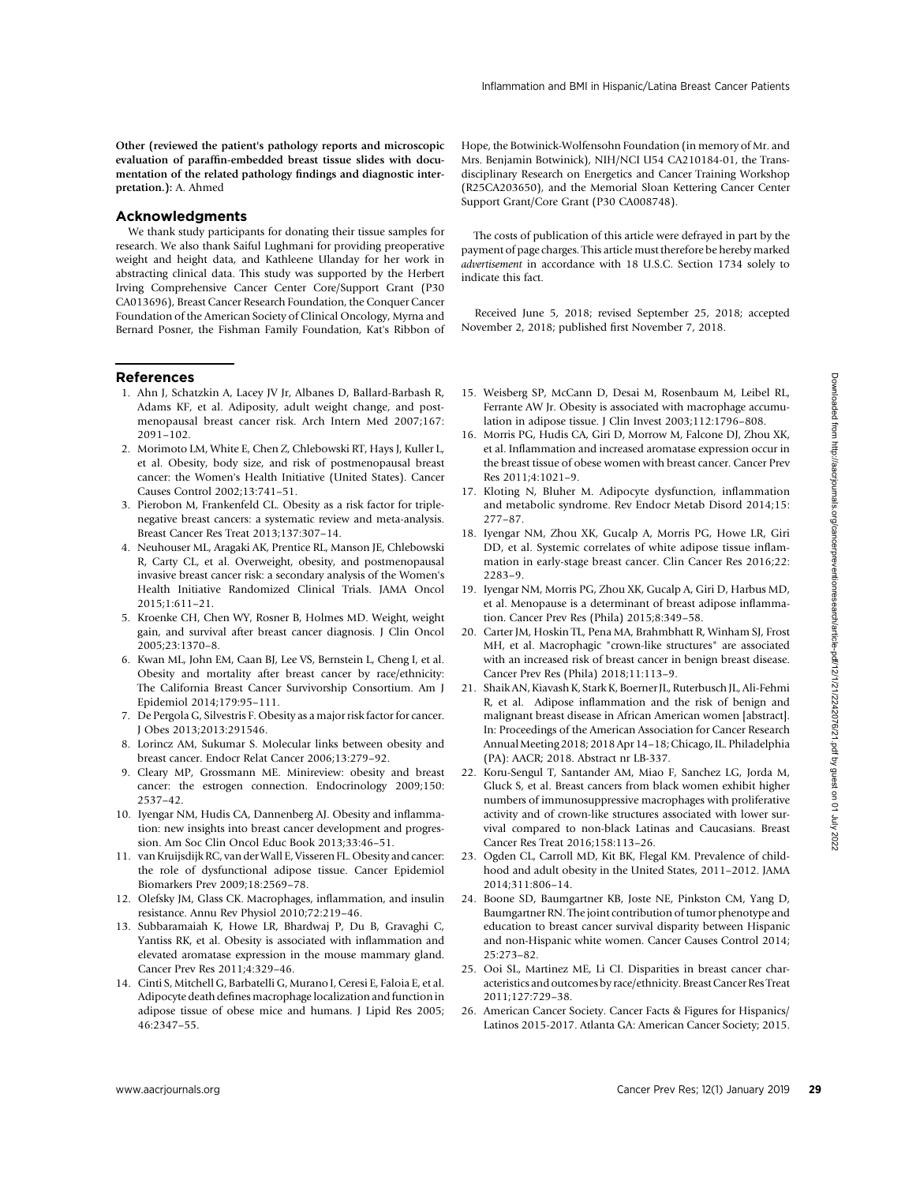**Other (reviewed the patient's pathology reports and microscopic evaluation of paraffin-embedded breast tissue slides with documentation of the related pathology findings and diagnostic interpretation.):** A. Ahmed

## Acknowledgments

We thank study participants for donating their tissue samples for research. We also thank Saiful Lughmani for providing preoperative weight and height data, and Kathleene Ulanday for her work in abstracting clinical data. This study was supported by the Herbert Irving Comprehensive Cancer Center Core/Support Grant (P30 CA013696), Breast Cancer Research Foundation, the Conquer Cancer Foundation of the American Society of Clinical Oncology, Myrna and Bernard Posner, the Fishman Family Foundation, Kat's Ribbon of Hope, the Botwinick-Wolfensohn Foundation (in memory of Mr. and Mrs. Benjamin Botwinick), NIH/NCI U54 CA210184-01, the Transdisciplinary Research on Energetics and Cancer Training Workshop (R25CA203650), and the Memorial Sloan Kettering Cancer Center Support Grant/Core Grant (P30 CA008748).

The costs of publication of this article were defrayed in part by the payment of page charges. This article must therefore be hereby marked *advertisement* in accordance with 18 U.S.C. Section 1734 solely to indicate this fact.

Received June 5, 2018; revised September 25, 2018; accepted November 2, 2018; published first November 7, 2018.

## References

1. Ahn J, Schatzkin A, Lacey JV Jr, Albanes D, Ballard-Barbash R, Adams KF, et al. Adiposity, adult weight change, and postmenopausal breast cancer risk. Arch Intern Med 2007;167:2091–102.
2. Morimoto LM, White E, Chen Z, Chlebowski RT, Hays J, Kuller L, et al. Obesity, body size, and risk of postmenopausal breast cancer: the Women's Health Initiative (United States). Cancer Causes Control 2002;13:741–51.
3. Pierobon M, Frankenfeld CL. Obesity as a risk factor for triple-negative breast cancers: a systematic review and meta-analysis. Breast Cancer Res Treat 2013;137:307–14.
4. Neuhouser ML, Aragaki AK, Prentice RL, Manson JE, Chlebowski R, Carty CL, et al. Overweight, obesity, and postmenopausal invasive breast cancer risk: a secondary analysis of the Women's Health Initiative Randomized Clinical Trials. JAMA Oncol 2015;1:611–21.
5. Kroenke CH, Chen WY, Rosner B, Holmes MD. Weight, weight gain, and survival after breast cancer diagnosis. J Clin Oncol 2005;23:1370–8.
6. Kwan ML, John EM, Caan BJ, Lee VS, Bernstein L, Cheng I, et al. Obesity and mortality after breast cancer by race/ethnicity: The California Breast Cancer Survivorship Consortium. Am J Epidemiol 2014;179:95–111.
7. De Pergola G, Silvestris F. Obesity as a major risk factor for cancer. J Obes 2013;2013:291546.
8. Lorincz AM, Sukumar S. Molecular links between obesity and breast cancer. Endocr Relat Cancer 2006;13:279–92.
9. Cleary MP, Grossmann ME. Minireview: obesity and breast cancer: the estrogen connection. Endocrinology 2009;150:2537–42.
10. Iyengar NM, Hudis CA, Dannenberg AJ. Obesity and inflammation: new insights into breast cancer development and progression. Am Soc Clin Oncol Educ Book 2013;33:46–51.
11. van Kruijsdijk RC, van der Wall E, Visseren FL. Obesity and cancer: the role of dysfunctional adipose tissue. Cancer Epidemiol Biomarkers Prev 2009;18:2569–78.
12. Olefsky JM, Glass CK. Macrophages, inflammation, and insulin resistance. Annu Rev Physiol 2010;72:219–46.
13. Subbaramaiah K, Howe LR, Bhardwaj P, Du B, Gravaghi C, Yantiss RK, et al. Obesity is associated with inflammation and elevated aromatase expression in the mouse mammary gland. Cancer Prev Res 2011;4:329–46.
14. Cinti S, Mitchell G, Barbatelli G, Murano I, Ceresi E, Faloia E, et al. Adipocyte death defines macrophage localization and function in adipose tissue of obese mice and humans. J Lipid Res 2005;46:2347–55.
15. Weisberg SP, McCann D, Desai M, Rosenbaum M, Leibel RL, Ferrante AW Jr. Obesity is associated with macrophage accumulation in adipose tissue. J Clin Invest 2003;112:1796–808.
16. Morris PG, Hudis CA, Giri D, Morrow M, Falcone DJ, Zhou XK, et al. Inflammation and increased aromatase expression occur in the breast tissue of obese women with breast cancer. Cancer Prev Res 2011;4:1021–9.
17. Kloting N, Bluher M. Adipocyte dysfunction, inflammation and metabolic syndrome. Rev Endocr Metab Disord 2014;15:277–87.
18. Iyengar NM, Zhou XK, Gucalp A, Morris PG, Howe LR, Giri DD, et al. Systemic correlates of white adipose tissue inflammation in early-stage breast cancer. Clin Cancer Res 2016;22:2283–9.
19. Iyengar NM, Morris PG, Zhou XK, Gucalp A, Giri D, Harbus MD, et al. Menopause is a determinant of breast adipose inflammation. Cancer Prev Res (Phila) 2015;8:349–58.
20. Carter JM, Hoskin TL, Pena MA, Brahmbhatt R, Winham SJ, Frost MH, et al. Macrophagic "crown-like structures" are associated with an increased risk of breast cancer in benign breast disease. Cancer Prev Res (Phila) 2018;11:113–9.
21. Shaik AN, Kiavash K, Stark K, Boerner JL, Ruterbusch JL, Ali-Fehmi R, et al. Adipose inflammation and the risk of benign and malignant breast disease in African American women [abstract]. In: Proceedings of the American Association for Cancer Research Annual Meeting 2018; 2018 Apr 14–18; Chicago, IL. Philadelphia (PA): AACR; 2018. Abstract nr LB-337.
22. Koru-Sengul T, Santander AM, Miao F, Sanchez LG, Jorda M, Gluck S, et al. Breast cancers from black women exhibit higher numbers of immunosuppressive macrophages with proliferative activity and of crown-like structures associated with lower survival compared to non-black Latinas and Caucasians. Breast Cancer Res Treat 2016;158:113–26.
23. Ogden CL, Carroll MD, Kit BK, Flegal KM. Prevalence of childhood and adult obesity in the United States, 2011–2012. JAMA 2014;311:806–14.
24. Boone SD, Baumgartner KB, Joste NE, Pinkston CM, Yang D, Baumgartner RN. The joint contribution of tumor phenotype and education to breast cancer survival disparity between Hispanic and non-Hispanic white women. Cancer Causes Control 2014;25:273–82.
25. Ooi SL, Martinez ME, Li CI. Disparities in breast cancer characteristics and outcomes by race/ethnicity. Breast Cancer Res Treat 2011;127:729–38.
26. American Cancer Society. Cancer Facts & Figures for Hispanics/Latinos 2015-2017. Atlanta GA: American Cancer Society; 2015.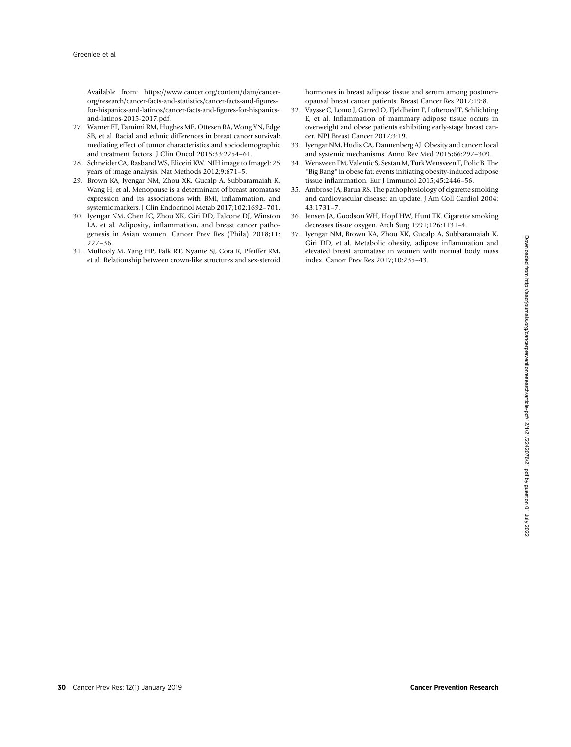Available from: https://www.cancer.org/content/dam/cancer-org/research/cancer-facts-and-statistics/cancer-facts-and-figures-for-hispanics-and-latinos/cancer-facts-and-figures-for-hispanics-and-latinos-2015-2017.pdf.

27. Warner ET, Tamimi RM, Hughes ME, Ottesen RA, Wong YN, Edge SB, et al. Racial and ethnic differences in breast cancer survival: mediating effect of tumor characteristics and sociodemographic and treatment factors. J Clin Oncol 2015;33:2254–61.
28. Schneider CA, Rasband WS, Eliceiri KW. NIH image to ImageJ: 25 years of image analysis. Nat Methods 2012;9:671–5.
29. Brown KA, Iyengar NM, Zhou XK, Gucalp A, Subbaramaiah K, Wang H, et al. Menopause is a determinant of breast aromatase expression and its associations with BMI, inflammation, and systemic markers. J Clin Endocrinol Metab 2017;102:1692–701.
30. Iyengar NM, Chen IC, Zhou XK, Giri DD, Falcone DJ, Winston LA, et al. Adiposity, inflammation, and breast cancer pathogenesis in Asian women. Cancer Prev Res (Phila) 2018;11:227–36.
31. Mullooly M, Yang HP, Falk RT, Nyante SJ, Cora R, Pfeiffer RM, et al. Relationship between crown-like structures and sex-steroid hormones in breast adipose tissue and serum among postmenopausal breast cancer patients. Breast Cancer Res 2017;19:8.
32. Vaysse C, Lomo J, Garred O, Fjeldheim F, Lofteroed T, Schlichting E, et al. Inflammation of mammary adipose tissue occurs in overweight and obese patients exhibiting early-stage breast cancer. NPJ Breast Cancer 2017;3:19.
33. Iyengar NM, Hudis CA, Dannenberg AJ. Obesity and cancer: local and systemic mechanisms. Annu Rev Med 2015;66:297–309.
34. Wensveen FM, Valentic S, Sestan M, Turk Wensveen T, Polic B. The "Big Bang" in obese fat: events initiating obesity-induced adipose tissue inflammation. Eur J Immunol 2015;45:2446–56.
35. Ambrose JA, Barua RS. The pathophysiology of cigarette smoking and cardiovascular disease: an update. J Am Coll Cardiol 2004;43:1731–7.
36. Jensen JA, Goodson WH, Hopf HW, Hunt TK. Cigarette smoking decreases tissue oxygen. Arch Surg 1991;126:1131–4.
37. Iyengar NM, Brown KA, Zhou XK, Gucalp A, Subbaramaiah K, Giri DD, et al. Metabolic obesity, adipose inflammation and elevated breast aromatase in women with normal body mass index. Cancer Prev Res 2017;10:235–43.